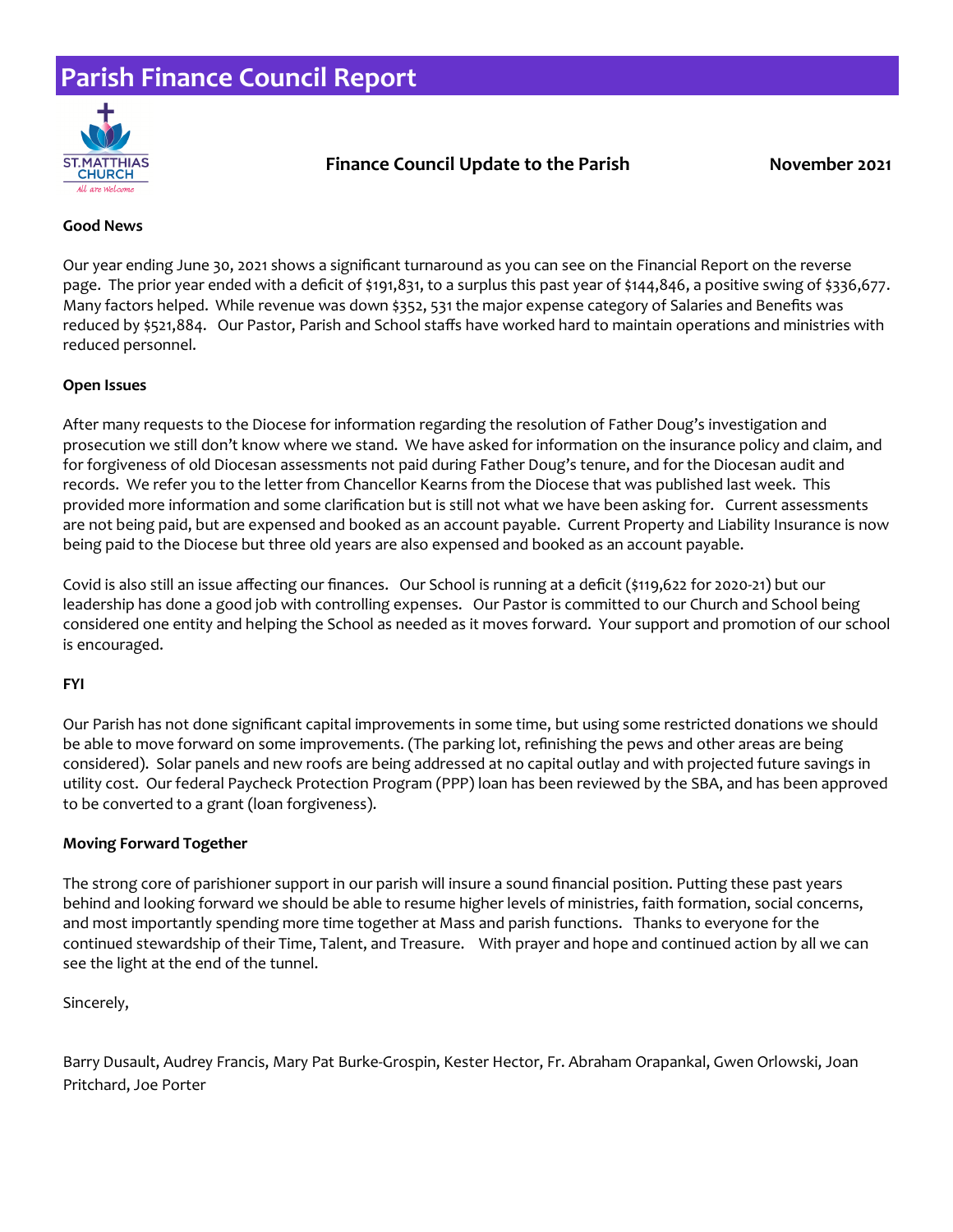# Parish Finance Council Report

ST.MATTHIAS CHURCH
All are Welcome

**Finance Council Update to the Parish** **November 2021**

**Good News**

Our year ending June 30, 2021 shows a significant turnaround as you can see on the Financial Report on the reverse page. The prior year ended with a deficit of $191,831, to a surplus this past year of $144,846, a positive swing of $336,677. Many factors helped. While revenue was down $352, 531 the major expense category of Salaries and Benefits was reduced by $521,884. Our Pastor, Parish and School staffs have worked hard to maintain operations and ministries with reduced personnel.

**Open Issues**

After many requests to the Diocese for information regarding the resolution of Father Doug's investigation and prosecution we still don't know where we stand. We have asked for information on the insurance policy and claim, and for forgiveness of old Diocesan assessments not paid during Father Doug's tenure, and for the Diocesan audit and records. We refer you to the letter from Chancellor Kearns from the Diocese that was published last week. This provided more information and some clarification but is still not what we have been asking for. Current assessments are not being paid, but are expensed and booked as an account payable. Current Property and Liability Insurance is now being paid to the Diocese but three old years are also expensed and booked as an account payable.

Covid is also still an issue affecting our finances. Our School is running at a deficit ($119,622 for 2020-21) but our leadership has done a good job with controlling expenses. Our Pastor is committed to our Church and School being considered one entity and helping the School as needed as it moves forward. Your support and promotion of our school is encouraged.

**FYI**

Our Parish has not done significant capital improvements in some time, but using some restricted donations we should be able to move forward on some improvements. (The parking lot, refinishing the pews and other areas are being considered). Solar panels and new roofs are being addressed at no capital outlay and with projected future savings in utility cost. Our federal Paycheck Protection Program (PPP) loan has been reviewed by the SBA, and has been approved to be converted to a grant (loan forgiveness).

**Moving Forward Together**

The strong core of parishioner support in our parish will insure a sound financial position. Putting these past years behind and looking forward we should be able to resume higher levels of ministries, faith formation, social concerns, and most importantly spending more time together at Mass and parish functions. Thanks to everyone for the continued stewardship of their Time, Talent, and Treasure. With prayer and hope and continued action by all we can see the light at the end of the tunnel.

Sincerely,

Barry Dusault, Audrey Francis, Mary Pat Burke-Grospin, Kester Hector, Fr. Abraham Orapankal, Gwen Orlowski, Joan Pritchard, Joe Porter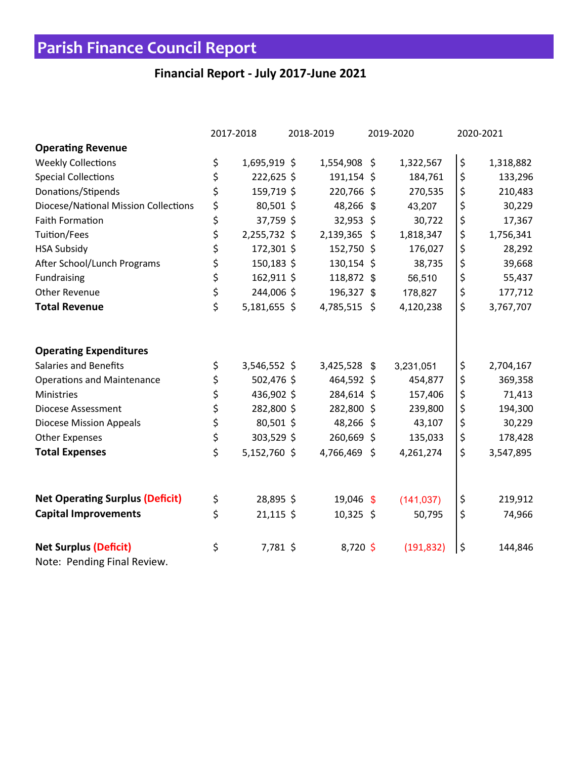# Parish Finance Council Report

## Financial Report - July 2017-June 2021

| | 2017-2018 | 2018-2019 | 2019-2020 | 2020-2021 |
|---|---|---|---|---|
| **Operating Revenue** | | | | |
| Weekly Collections | $ 1,695,919 | $ 1,554,908 | $ 1,322,567 | $ 1,318,882 |
| Special Collections | $ 222,625 | $ 191,154 | $ 184,761 | $ 133,296 |
| Donations/Stipends | $ 159,719 | $ 220,766 | $ 270,535 | $ 210,483 |
| Diocese/National Mission Collections | $ 80,501 | $ 48,266 | $ 43,207 | $ 30,229 |
| Faith Formation | $ 37,759 | $ 32,953 | $ 30,722 | $ 17,367 |
| Tuition/Fees | $ 2,255,732 | $ 2,139,365 | $ 1,818,347 | $ 1,756,341 |
| HSA Subsidy | $ 172,301 | $ 152,750 | $ 176,027 | $ 28,292 |
| After School/Lunch Programs | $ 150,183 | $ 130,154 | $ 38,735 | $ 39,668 |
| Fundraising | $ 162,911 | $ 118,872 | $ 56,510 | $ 55,437 |
| Other Revenue | $ 244,006 | $ 196,327 | $ 178,827 | $ 177,712 |
| **Total Revenue** | $ 5,181,655 | $ 4,785,515 | $ 4,120,238 | $ 3,767,707 |
| | | | | |
| **Operating Expenditures** | | | | |
| Salaries and Benefits | $ 3,546,552 | $ 3,425,528 | $ 3,231,051 | $ 2,704,167 |
| Operations and Maintenance | $ 502,476 | $ 464,592 | $ 454,877 | $ 369,358 |
| Ministries | $ 436,902 | $ 284,614 | $ 157,406 | $ 71,413 |
| Diocese Assessment | $ 282,800 | $ 282,800 | $ 239,800 | $ 194,300 |
| Diocese Mission Appeals | $ 80,501 | $ 48,266 | $ 43,107 | $ 30,229 |
| Other Expenses | $ 303,529 | $ 260,669 | $ 135,033 | $ 178,428 |
| **Total Expenses** | $ 5,152,760 | $ 4,766,469 | $ 4,261,274 | $ 3,547,895 |
| | | | | |
| **Net Operating Surplus (Deficit)** | $ 28,895 | $ 19,046 | $ (141,037) | $ 219,912 |
| **Capital Improvements** | $ 21,115 | $ 10,325 | $ 50,795 | $ 74,966 |
| | | | | |
| **Net Surplus (Deficit)** | $ 7,781 | $ 8,720 | $ (191,832) | $ 144,846 |

Note: Pending Final Review.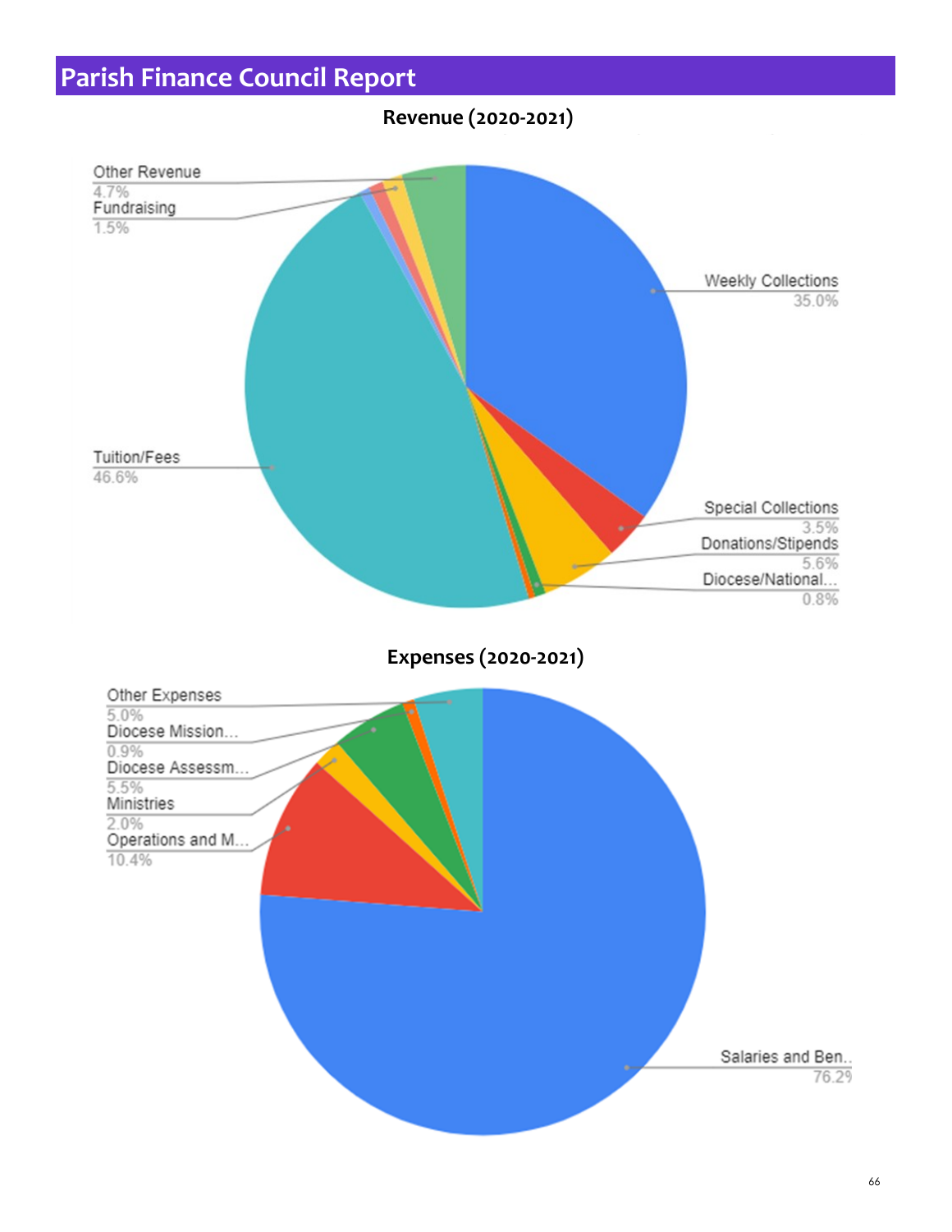# Parish Finance Council Report

## Revenue (2020-2021)

Other Revenue
4.7%
Fundraising
1.5%
Weekly Collections
35.0%
Tuition/Fees
46.6%
Special Collections
3.5%
Donations/Stipends
5.6%
Diocese/National...
0.8%

## Expenses (2020-2021)

Other Expenses
5.0%
Diocese Mission...
0.9%
Diocese Assessm...
5.5%
Ministries
2.0%
Operations and M...
10.4%
Salaries and Ben..
76.2%